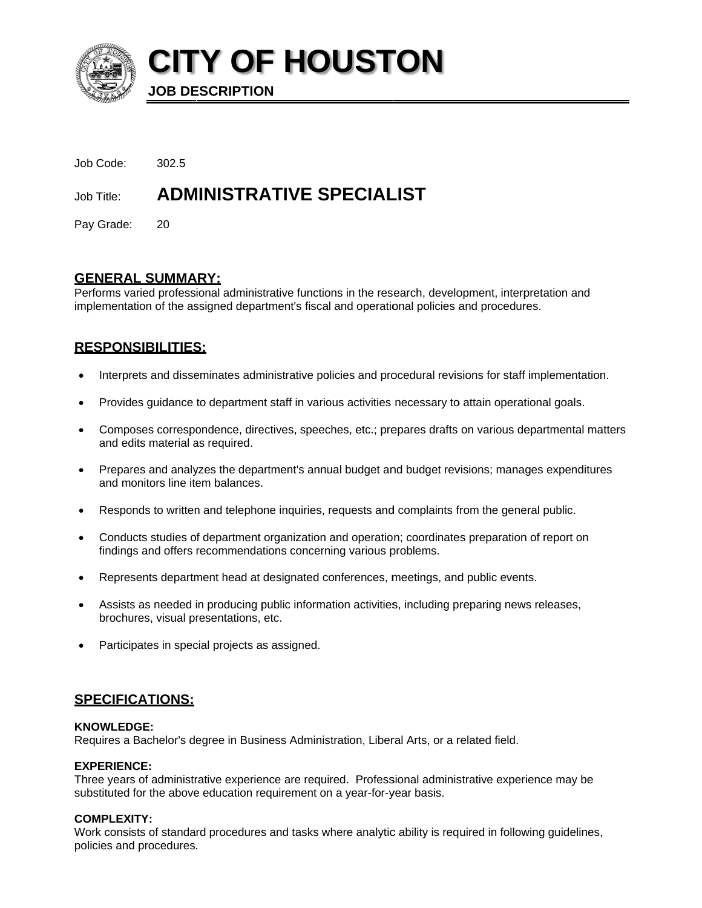# CITY OF HOUSTON

**JOB DESCRIPTION**

Job Code: 302.5

Job Title: **ADMINISTRATIVE SPECIALIST**

Pay Grade: 20

## GENERAL SUMMARY:

Performs varied professional administrative functions in the research, development, interpretation and implementation of the assigned department's fiscal and operational policies and procedures.

## RESPONSIBILITIES:

- Interprets and disseminates administrative policies and procedural revisions for staff implementation.
- Provides guidance to department staff in various activities necessary to attain operational goals.
- Composes correspondence, directives, speeches, etc.; prepares drafts on various departmental matters and edits material as required.
- Prepares and analyzes the department's annual budget and budget revisions; manages expenditures and monitors line item balances.
- Responds to written and telephone inquiries, requests and complaints from the general public.
- Conducts studies of department organization and operation; coordinates preparation of report on findings and offers recommendations concerning various problems.
- Represents department head at designated conferences, meetings, and public events.
- Assists as needed in producing public information activities, including preparing news releases, brochures, visual presentations, etc.
- Participates in special projects as assigned.

## SPECIFICATIONS:

**KNOWLEDGE:**
Requires a Bachelor's degree in Business Administration, Liberal Arts, or a related field.

**EXPERIENCE:**
Three years of administrative experience are required. Professional administrative experience may be substituted for the above education requirement on a year-for-year basis.

**COMPLEXITY:**
Work consists of standard procedures and tasks where analytic ability is required in following guidelines, policies and procedures.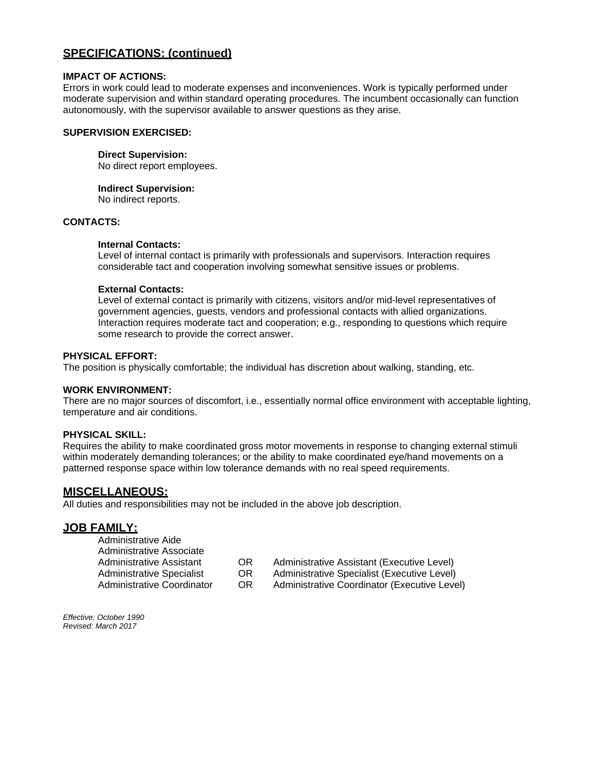## SPECIFICATIONS: (continued)

**IMPACT OF ACTIONS:**
Errors in work could lead to moderate expenses and inconveniences. Work is typically performed under moderate supervision and within standard operating procedures. The incumbent occasionally can function autonomously, with the supervisor available to answer questions as they arise.

**SUPERVISION EXERCISED:**

**Direct Supervision:**
No direct report employees.

**Indirect Supervision:**
No indirect reports.

**CONTACTS:**

**Internal Contacts:**
Level of internal contact is primarily with professionals and supervisors. Interaction requires considerable tact and cooperation involving somewhat sensitive issues or problems.

**External Contacts:**
Level of external contact is primarily with citizens, visitors and/or mid-level representatives of government agencies, guests, vendors and professional contacts with allied organizations. Interaction requires moderate tact and cooperation; e.g., responding to questions which require some research to provide the correct answer.

**PHYSICAL EFFORT:**
The position is physically comfortable; the individual has discretion about walking, standing, etc.

**WORK ENVIRONMENT:**
There are no major sources of discomfort, i.e., essentially normal office environment with acceptable lighting, temperature and air conditions.

**PHYSICAL SKILL:**
Requires the ability to make coordinated gross motor movements in response to changing external stimuli within moderately demanding tolerances; or the ability to make coordinated eye/hand movements on a patterned response space within low tolerance demands with no real speed requirements.

## MISCELLANEOUS:
All duties and responsibilities may not be included in the above job description.

## JOB FAMILY:

| | | |
|---|---|---|
| Administrative Aide | | |
| Administrative Associate | | |
| Administrative Assistant | OR | Administrative Assistant (Executive Level) |
| Administrative Specialist | OR | Administrative Specialist (Executive Level) |
| Administrative Coordinator | OR | Administrative Coordinator (Executive Level) |

*Effective: October 1990*
*Revised: March 2017*